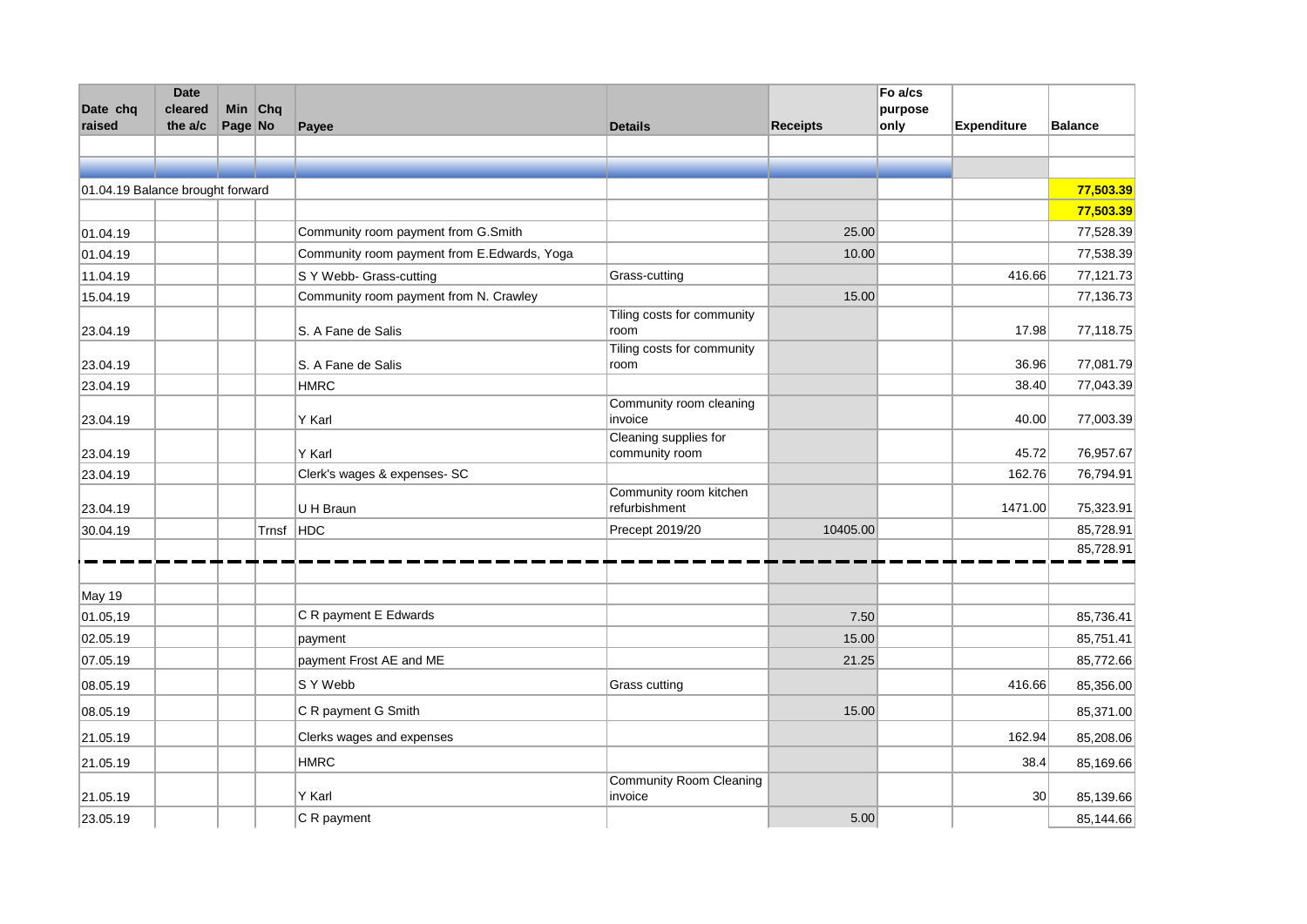| Date chq raised | Date cleared the a/c | Min Page | Chq No | Payee | Details | Receipts | Fo a/cs purpose only | Expenditure | Balance |
|---|---|---|---|---|---|---|---|---|---|
| | | | | | | | | | |
| | | | | | | | | | |
| 01.04.19 Balance brought forward | | | | | | | | | **77,503.39** |
| | | | | | | | | | **77,503.39** |
| 01.04.19 | | | | Community room payment from G.Smith | | 25.00 | | | 77,528.39 |
| 01.04.19 | | | | Community room payment from E.Edwards, Yoga | | 10.00 | | | 77,538.39 |
| 11.04.19 | | | | S Y Webb- Grass-cutting | Grass-cutting | | | 416.66 | 77,121.73 |
| 15.04.19 | | | | Community room payment from N. Crawley | | 15.00 | | | 77,136.73 |
| 23.04.19 | | | | S. A Fane de Salis | Tiling costs for community room | | | 17.98 | 77,118.75 |
| 23.04.19 | | | | S. A Fane de Salis | Tiling costs for community room | | | 36.96 | 77,081.79 |
| 23.04.19 | | | | HMRC | | | | 38.40 | 77,043.39 |
| 23.04.19 | | | | Y Karl | Community room cleaning invoice | | | 40.00 | 77,003.39 |
| 23.04.19 | | | | Y Karl | Cleaning supplies for community room | | | 45.72 | 76,957.67 |
| 23.04.19 | | | | Clerk's wages & expenses- SC | | | | 162.76 | 76,794.91 |
| 23.04.19 | | | | U H Braun | Community room kitchen refurbishment | | | 1471.00 | 75,323.91 |
| 30.04.19 | | | Trnsf | HDC | Precept 2019/20 | 10405.00 | | | 85,728.91 |
| | | | | | | | | | 85,728.91 |
| | | | | | | | | | |
| May 19 | | | | | | | | | |
| 01.05,19 | | | | C R payment E Edwards | | 7.50 | | | 85,736.41 |
| 02.05.19 | | | | payment | | 15.00 | | | 85,751.41 |
| 07.05.19 | | | | payment Frost AE and ME | | 21.25 | | | 85,772.66 |
| 08.05.19 | | | | S Y Webb | Grass cutting | | | 416.66 | 85,356.00 |
| 08.05.19 | | | | C R payment G Smith | | 15.00 | | | 85,371.00 |
| 21.05.19 | | | | Clerks wages and expenses | | | | 162.94 | 85,208.06 |
| 21.05.19 | | | | HMRC | | | | 38.4 | 85,169.66 |
| 21.05.19 | | | | Y Karl | Community Room Cleaning invoice | | | 30 | 85,139.66 |
| 23.05.19 | | | | C R payment | | 5.00 | | | 85,144.66 |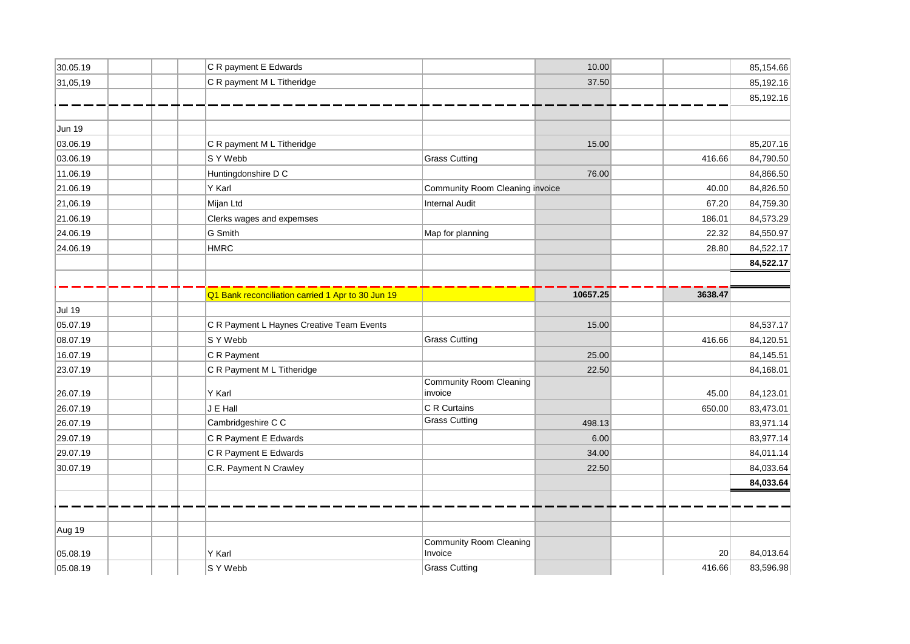| | | | | | | | |
|---|---|---|---|---|---|---|---|
| 30.05.19 | | | C R payment E Edwards | | 10.00 | | 85,154.66 |
| 31,05,19 | | | C R payment M L Titheridge | | 37.50 | | 85,192.16 |
| | | | | | | | 85,192.16 |
| | | | | | | | |
| Jun 19 | | | | | | | |
| 03.06.19 | | | C R payment M L Titheridge | | 15.00 | | 85,207.16 |
| 03.06.19 | | | S Y Webb | Grass Cutting | | 416.66 | 84,790.50 |
| 11.06.19 | | | Huntingdonshire D C | | 76.00 | | 84,866.50 |
| 21.06.19 | | | Y Karl | Community Room Cleaning invoice | | 40.00 | 84,826.50 |
| 21,06.19 | | | Mijan Ltd | Internal Audit | | 67.20 | 84,759.30 |
| 21.06.19 | | | Clerks wages and expemses | | | 186.01 | 84,573.29 |
| 24.06.19 | | | G Smith | Map for planning | | 22.32 | 84,550.97 |
| 24.06.19 | | | HMRC | | | 28.80 | 84,522.17 |
| | | | | | | | **84,522.17** |
| | | | | | | | |
| | | | Q1 Bank reconciliation carried 1 Apr to 30 Jun 19 | | **10657.25** | **3638.47** | |
| Jul 19 | | | | | | | |
| 05.07.19 | | | C R Payment L Haynes Creative Team Events | | 15.00 | | 84,537.17 |
| 08.07.19 | | | S Y Webb | Grass Cutting | | 416.66 | 84,120.51 |
| 16.07.19 | | | C R Payment | | 25.00 | | 84,145.51 |
| 23.07.19 | | | C R Payment M L Titheridge | | 22.50 | | 84,168.01 |
| 26.07.19 | | | Y Karl | Community Room Cleaning invoice | | 45.00 | 84,123.01 |
| 26.07.19 | | | J E Hall | C R Curtains | | 650.00 | 83,473.01 |
| 26.07.19 | | | Cambridgeshire C C | Grass Cutting | 498.13 | | 83,971.14 |
| 29.07.19 | | | C R Payment E Edwards | | 6.00 | | 83,977.14 |
| 29.07.19 | | | C R Payment E Edwards | | 34.00 | | 84,011.14 |
| 30.07.19 | | | C.R. Payment N Crawley | | 22.50 | | 84,033.64 |
| | | | | | | | **84,033.64** |
| | | | | | | | |
| | | | | | | | |
| Aug 19 | | | | | | | |
| 05.08.19 | | | Y Karl | Community Room Cleaning Invoice | | 20 | 84,013.64 |
| 05.08.19 | | | S Y Webb | Grass Cutting | | 416.66 | 83,596.98 |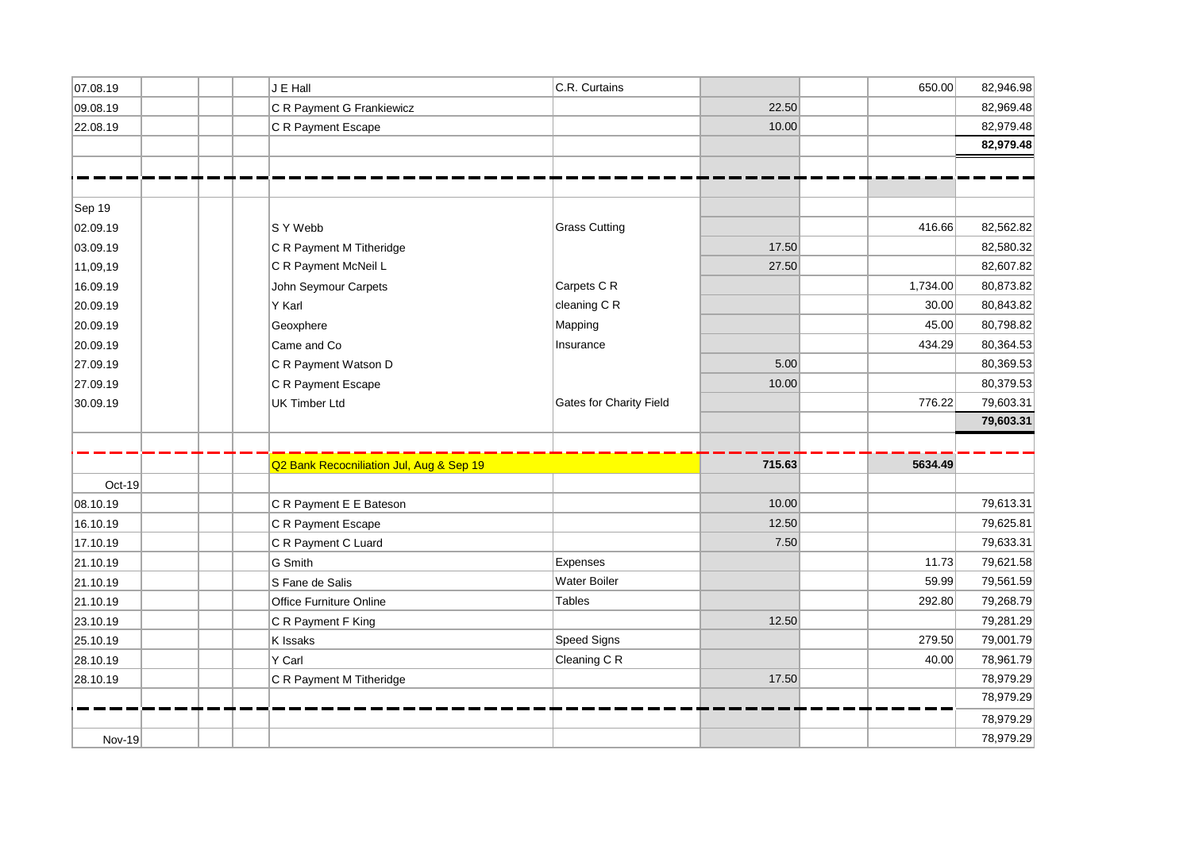| | | | | | | | | |
|---|---|---|---|---|---|---|---|---|
| 07.08.19 | | | J E Hall | C.R. Curtains | | | 650.00 | 82,946.98 |
| 09.08.19 | | | C R Payment G Frankiewicz | | 22.50 | | | 82,969.48 |
| 22.08.19 | | | C R Payment Escape | | 10.00 | | | 82,979.48 |
| | | | | | | | | **82,979.48** |
| | | | | | | | | |
| | | | | | | | | |
| Sep 19 | | | | | | | | |
| 02.09.19 | | | S Y Webb | Grass Cutting | | | 416.66 | 82,562.82 |
| 03.09.19 | | | C R Payment M Titheridge | | 17.50 | | | 82,580.32 |
| 11,09,19 | | | C R Payment McNeil L | | 27.50 | | | 82,607.82 |
| 16.09.19 | | | John Seymour Carpets | Carpets C R | | | 1,734.00 | 80,873.82 |
| 20.09.19 | | | Y Karl | cleaning C R | | | 30.00 | 80,843.82 |
| 20.09.19 | | | Geoxphere | Mapping | | | 45.00 | 80,798.82 |
| 20.09.19 | | | Came and Co | Insurance | | | 434.29 | 80,364.53 |
| 27.09.19 | | | C R Payment Watson D | | 5.00 | | | 80,369.53 |
| 27.09.19 | | | C R Payment Escape | | 10.00 | | | 80,379.53 |
| 30.09.19 | | | UK Timber Ltd | Gates for Charity Field | | | 776.22 | 79,603.31 |
| | | | | | | | | **79,603.31** |
| | | | | | | | | |
| | | | Q2 Bank Recocniliation Jul, Aug & Sep 19 | | **715.63** | | **5634.49** | |
| Oct-19 | | | | | | | | |
| 08.10.19 | | | C R Payment E E Bateson | | 10.00 | | | 79,613.31 |
| 16.10.19 | | | C R Payment Escape | | 12.50 | | | 79,625.81 |
| 17.10.19 | | | C R Payment C Luard | | 7.50 | | | 79,633.31 |
| 21.10.19 | | | G Smith | Expenses | | | 11.73 | 79,621.58 |
| 21.10.19 | | | S Fane de Salis | Water Boiler | | | 59.99 | 79,561.59 |
| 21.10.19 | | | Office Furniture Online | Tables | | | 292.80 | 79,268.79 |
| 23.10.19 | | | C R Payment F King | | 12.50 | | | 79,281.29 |
| 25.10.19 | | | K Issaks | Speed Signs | | | 279.50 | 79,001.79 |
| 28.10.19 | | | Y Carl | Cleaning C R | | | 40.00 | 78,961.79 |
| 28.10.19 | | | C R Payment M Titheridge | | 17.50 | | | 78,979.29 |
| | | | | | | | | 78,979.29 |
| | | | | | | | | 78,979.29 |
| Nov-19 | | | | | | | | 78,979.29 |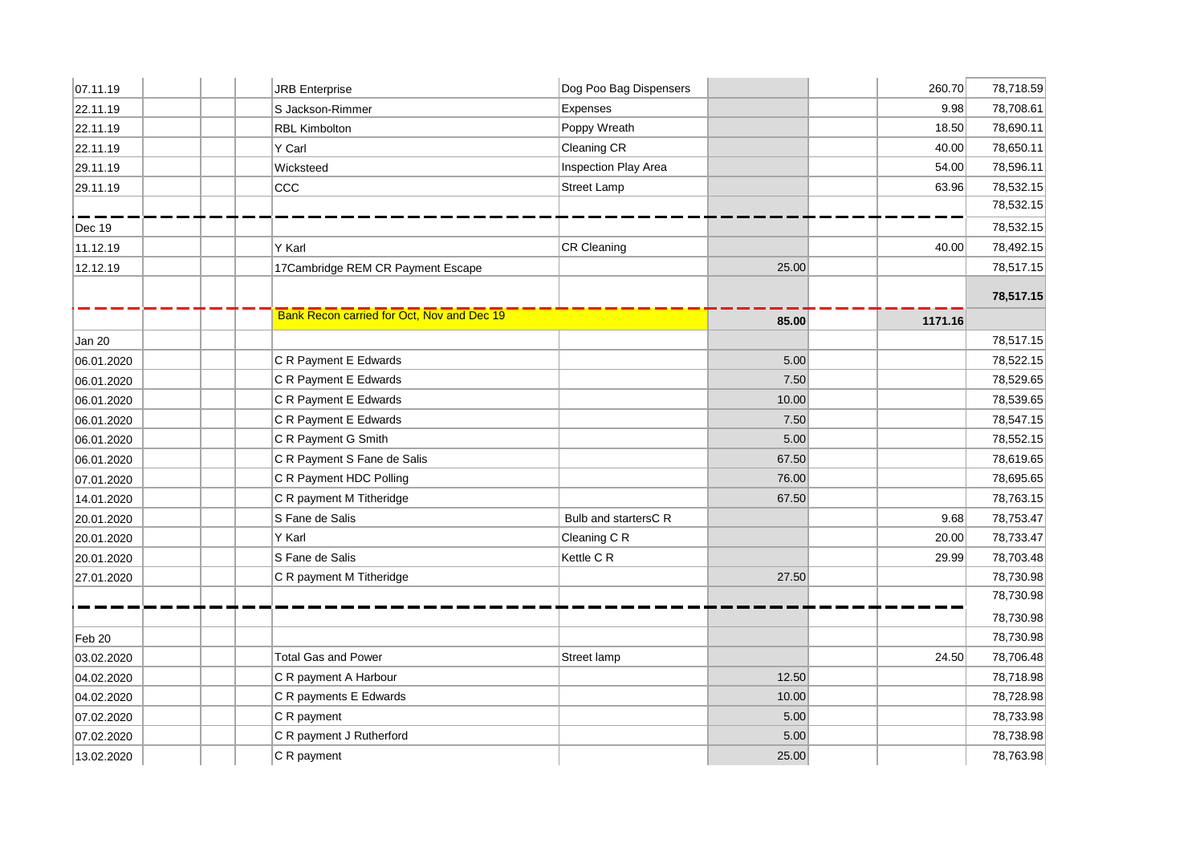| | | | | | | | | |
|---|---|---|---|---|---|---|---|---|
| 07.11.19 | | | JRB Enterprise | Dog Poo Bag Dispensers | | | 260.70 | 78,718.59 |
| 22.11.19 | | | S Jackson-Rimmer | Expenses | | | 9.98 | 78,708.61 |
| 22.11.19 | | | RBL Kimbolton | Poppy Wreath | | | 18.50 | 78,690.11 |
| 22.11.19 | | | Y Carl | Cleaning CR | | | 40.00 | 78,650.11 |
| 29.11.19 | | | Wicksteed | Inspection Play Area | | | 54.00 | 78,596.11 |
| 29.11.19 | | | CCC | Street Lamp | | | 63.96 | 78,532.15 |
| | | | | | | | | 78,532.15 |
| Dec 19 | | | | | | | | 78,532.15 |
| 11.12.19 | | | Y Karl | CR Cleaning | | | 40.00 | 78,492.15 |
| 12.12.19 | | | 17Cambridge REM CR Payment Escape | | 25.00 | | | 78,517.15 |
| | | | | | | | | **78,517.15** |
| | | | Bank Recon carried for Oct, Nov and Dec 19 | | **85.00** | | **1171.16** | |
| Jan 20 | | | | | | | | 78,517.15 |
| 06.01.2020 | | | C R Payment E Edwards | | 5.00 | | | 78,522.15 |
| 06.01.2020 | | | C R Payment E Edwards | | 7.50 | | | 78,529.65 |
| 06.01.2020 | | | C R Payment E Edwards | | 10.00 | | | 78,539.65 |
| 06.01.2020 | | | C R Payment E Edwards | | 7.50 | | | 78,547.15 |
| 06.01.2020 | | | C R Payment G Smith | | 5.00 | | | 78,552.15 |
| 06.01.2020 | | | C R Payment S Fane de Salis | | 67.50 | | | 78,619.65 |
| 07.01.2020 | | | C R Payment HDC Polling | | 76.00 | | | 78,695.65 |
| 14.01.2020 | | | C R payment M Titheridge | | 67.50 | | | 78,763.15 |
| 20.01.2020 | | | S Fane de Salis | Bulb and startersC R | | | 9.68 | 78,753.47 |
| 20.01.2020 | | | Y Karl | Cleaning C R | | | 20.00 | 78,733.47 |
| 20.01.2020 | | | S Fane de Salis | Kettle C R | | | 29.99 | 78,703.48 |
| 27.01.2020 | | | C R payment M Titheridge | | 27.50 | | | 78,730.98 |
| | | | | | | | | 78,730.98 |
| | | | | | | | | 78,730.98 |
| Feb 20 | | | | | | | | 78,730.98 |
| 03.02.2020 | | | Total Gas and Power | Street lamp | | | 24.50 | 78,706.48 |
| 04.02.2020 | | | C R payment A Harbour | | 12.50 | | | 78,718.98 |
| 04.02.2020 | | | C R payments E Edwards | | 10.00 | | | 78,728.98 |
| 07.02.2020 | | | C R payment | | 5.00 | | | 78,733.98 |
| 07.02.2020 | | | C R payment J Rutherford | | 5.00 | | | 78,738.98 |
| 13.02.2020 | | | C R payment | | 25.00 | | | 78,763.98 |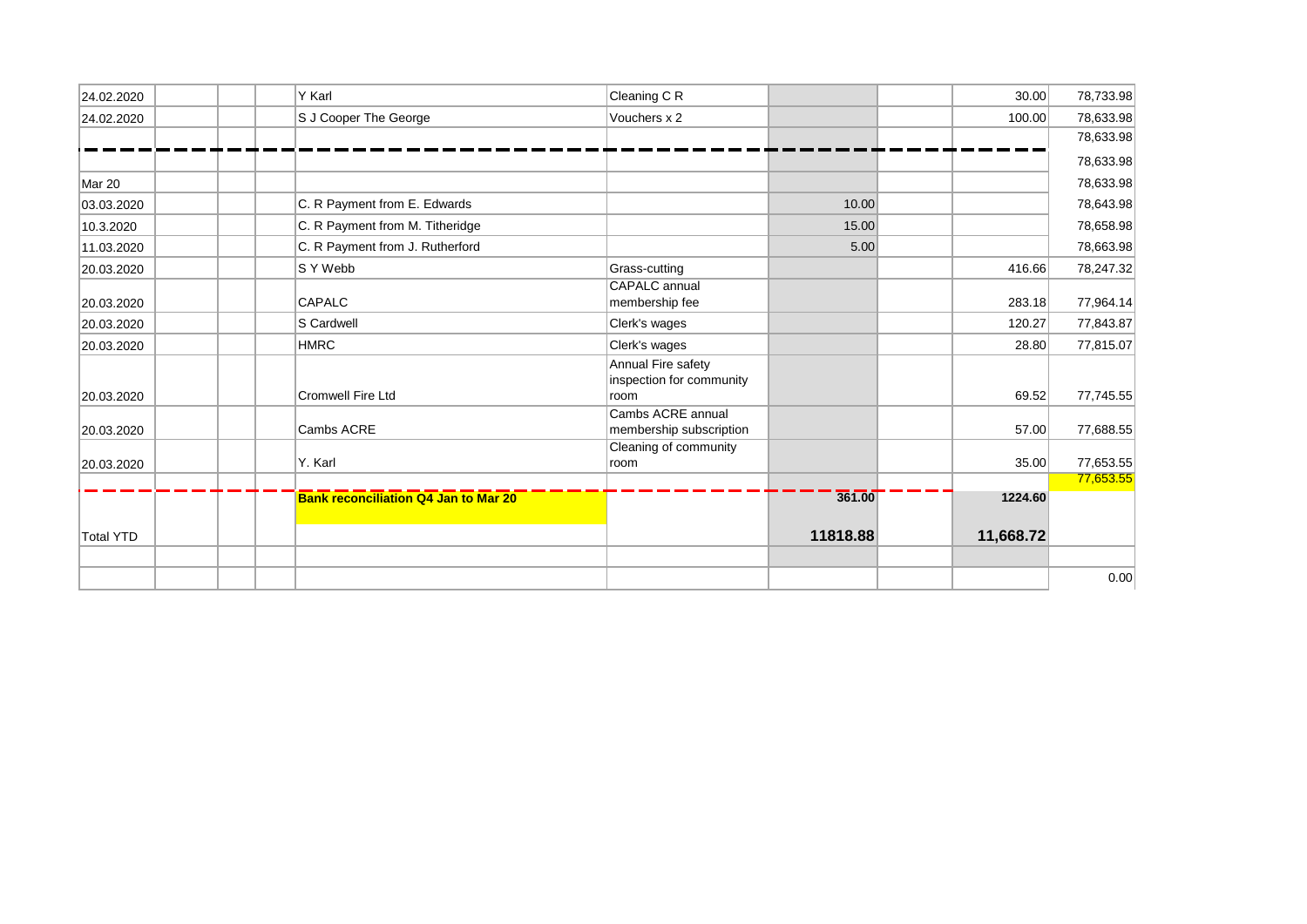| | | | | | | | | | |
|---|---|---|---|---|---|---|---|---|---|
| 24.02.2020 | | | | Y Karl | Cleaning C R | | | 30.00 | 78,733.98 |
| 24.02.2020 | | | | S J Cooper The George | Vouchers x 2 | | | 100.00 | 78,633.98 |
| | | | | | | | | | 78,633.98 |
| | | | | | | | | | 78,633.98 |
| Mar 20 | | | | | | | | | 78,633.98 |
| 03.03.2020 | | | | C. R Payment from E. Edwards | | 10.00 | | | 78,643.98 |
| 10.3.2020 | | | | C. R Payment from M. Titheridge | | 15.00 | | | 78,658.98 |
| 11.03.2020 | | | | C. R Payment from J. Rutherford | | 5.00 | | | 78,663.98 |
| 20.03.2020 | | | | S Y Webb | Grass-cutting | | | 416.66 | 78,247.32 |
| 20.03.2020 | | | | CAPALC | CAPALC annual membership fee | | | 283.18 | 77,964.14 |
| 20.03.2020 | | | | S Cardwell | Clerk's wages | | | 120.27 | 77,843.87 |
| 20.03.2020 | | | | HMRC | Clerk's wages | | | 28.80 | 77,815.07 |
| 20.03.2020 | | | | Cromwell Fire Ltd | Annual Fire safety inspection for community room | | | 69.52 | 77,745.55 |
| 20.03.2020 | | | | Cambs ACRE | Cambs ACRE annual membership subscription | | | 57.00 | 77,688.55 |
| 20.03.2020 | | | | Y. Karl | Cleaning of community room | | | 35.00 | 77,653.55 |
| | | | | | | | | | 77,653.55 |
| | | | | **Bank reconciliation Q4 Jan to Mar 20** | | 361.00 | | 1224.60 | |
| Total YTD | | | | | | **11818.88** | | **11,668.72** | |
| | | | | | | | | | |
| | | | | | | | | | 0.00 |